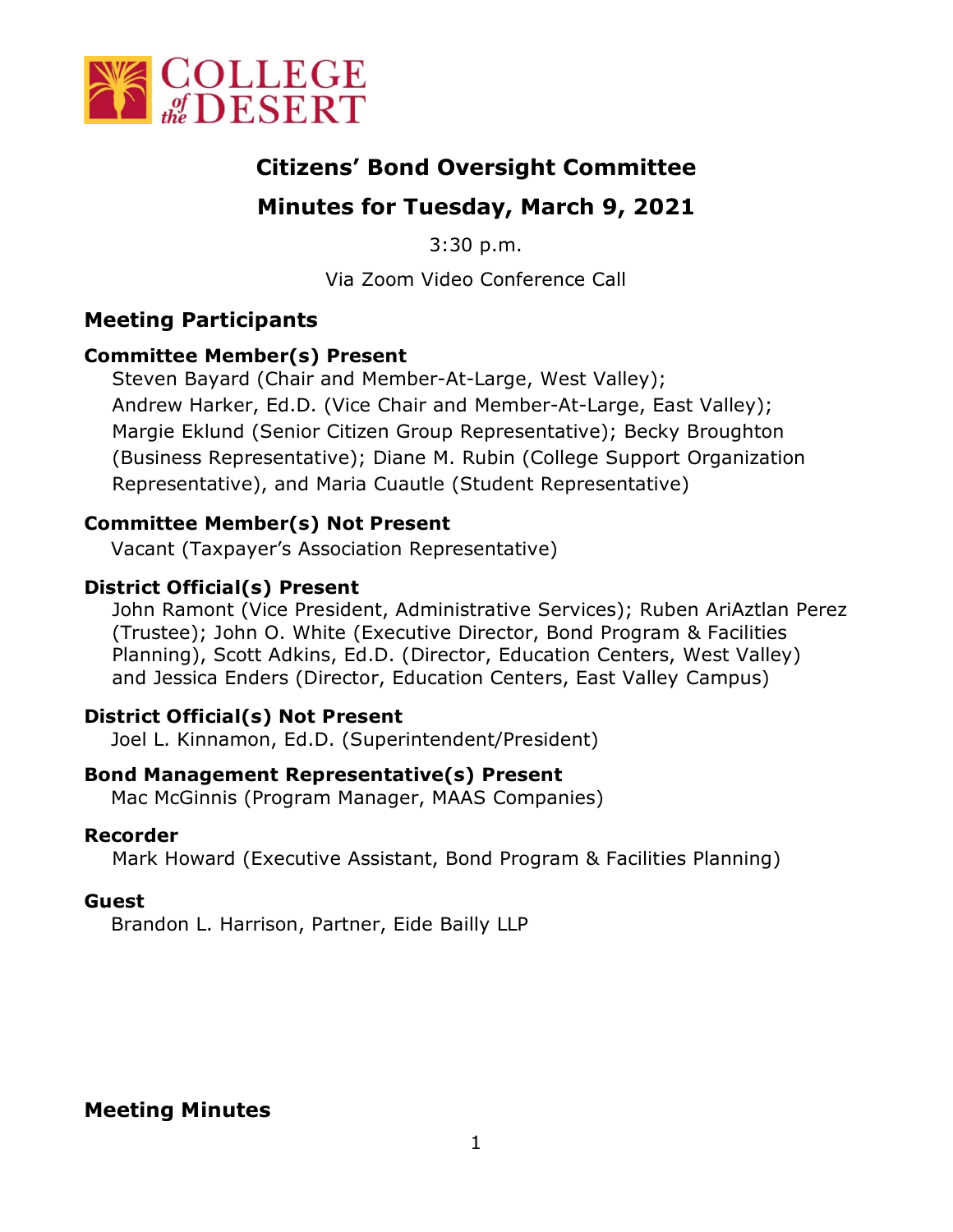College of the Desert

# Citizens' Bond Oversight Committee

## Minutes for Tuesday, March 9, 2021

3:30 p.m.

Via Zoom Video Conference Call

## Meeting Participants

### Committee Member(s) Present

Steven Bayard (Chair and Member-At-Large, West Valley); Andrew Harker, Ed.D. (Vice Chair and Member-At-Large, East Valley); Margie Eklund (Senior Citizen Group Representative); Becky Broughton (Business Representative); Diane M. Rubin (College Support Organization Representative), and Maria Cuautle (Student Representative)

### Committee Member(s) Not Present

Vacant (Taxpayer's Association Representative)

### District Official(s) Present

John Ramont (Vice President, Administrative Services); Ruben AriAztlan Perez (Trustee); John O. White (Executive Director, Bond Program & Facilities Planning), Scott Adkins, Ed.D. (Director, Education Centers, West Valley) and Jessica Enders (Director, Education Centers, East Valley Campus)

### District Official(s) Not Present

Joel L. Kinnamon, Ed.D. (Superintendent/President)

### Bond Management Representative(s) Present

Mac McGinnis (Program Manager, MAAS Companies)

### Recorder

Mark Howard (Executive Assistant, Bond Program & Facilities Planning)

### Guest

Brandon L. Harrison, Partner, Eide Bailly LLP

## Meeting Minutes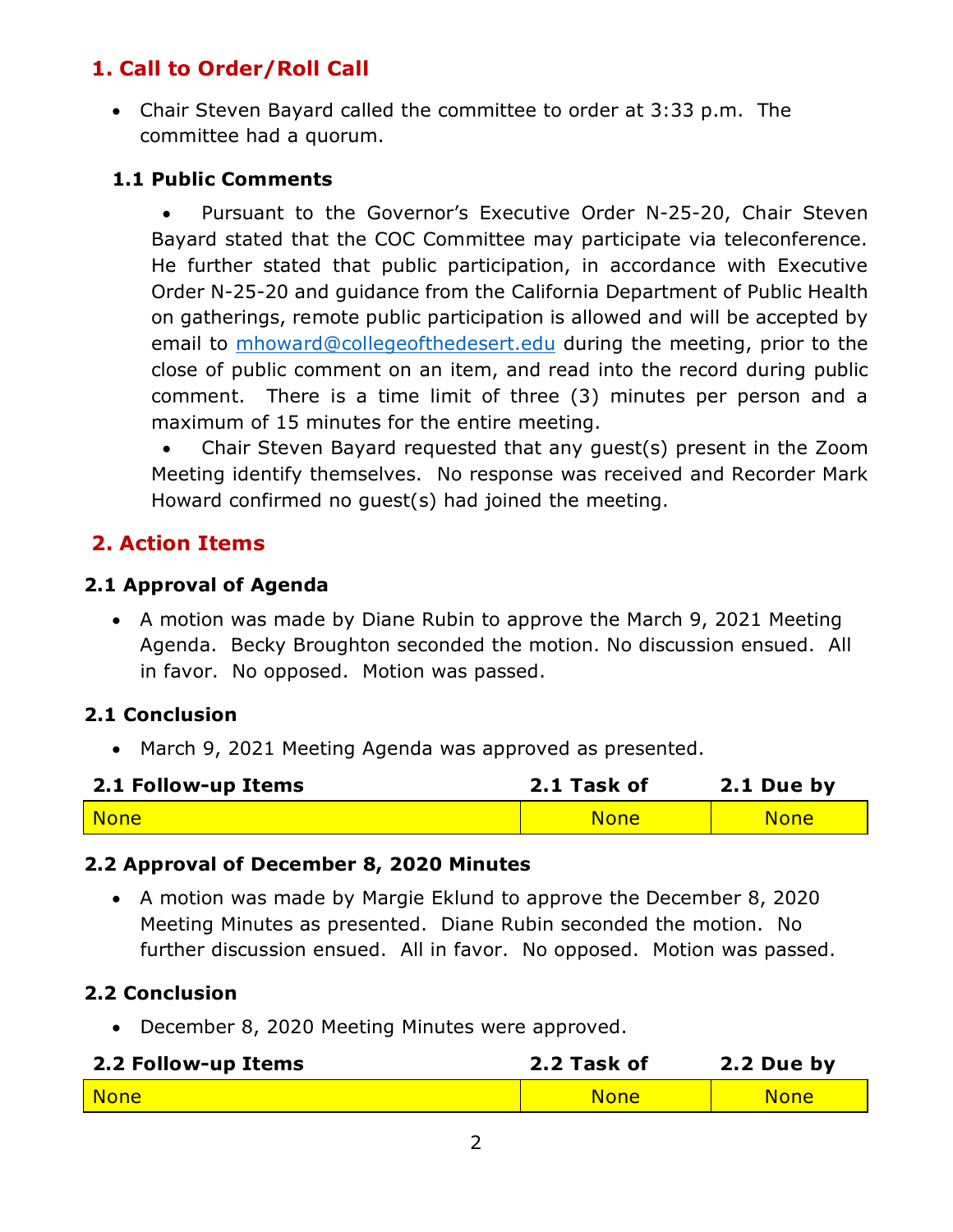## 1. Call to Order/Roll Call

- Chair Steven Bayard called the committee to order at 3:33 p.m. The committee had a quorum.

### 1.1 Public Comments

- Pursuant to the Governor's Executive Order N-25-20, Chair Steven Bayard stated that the COC Committee may participate via teleconference. He further stated that public participation, in accordance with Executive Order N-25-20 and guidance from the California Department of Public Health on gatherings, remote public participation is allowed and will be accepted by email to mhoward@collegeofthedesert.edu during the meeting, prior to the close of public comment on an item, and read into the record during public comment. There is a time limit of three (3) minutes per person and a maximum of 15 minutes for the entire meeting.
- Chair Steven Bayard requested that any guest(s) present in the Zoom Meeting identify themselves. No response was received and Recorder Mark Howard confirmed no guest(s) had joined the meeting.

## 2. Action Items

### 2.1 Approval of Agenda

- A motion was made by Diane Rubin to approve the March 9, 2021 Meeting Agenda. Becky Broughton seconded the motion. No discussion ensued. All in favor. No opposed. Motion was passed.

### 2.1 Conclusion

- March 9, 2021 Meeting Agenda was approved as presented.

| 2.1 Follow-up Items | 2.1 Task of | 2.1 Due by |
|---|---|---|
| None | None | None |

### 2.2 Approval of December 8, 2020 Minutes

- A motion was made by Margie Eklund to approve the December 8, 2020 Meeting Minutes as presented. Diane Rubin seconded the motion. No further discussion ensued. All in favor. No opposed. Motion was passed.

### 2.2 Conclusion

- December 8, 2020 Meeting Minutes were approved.

| 2.2 Follow-up Items | 2.2 Task of | 2.2 Due by |
|---|---|---|
| None | None | None |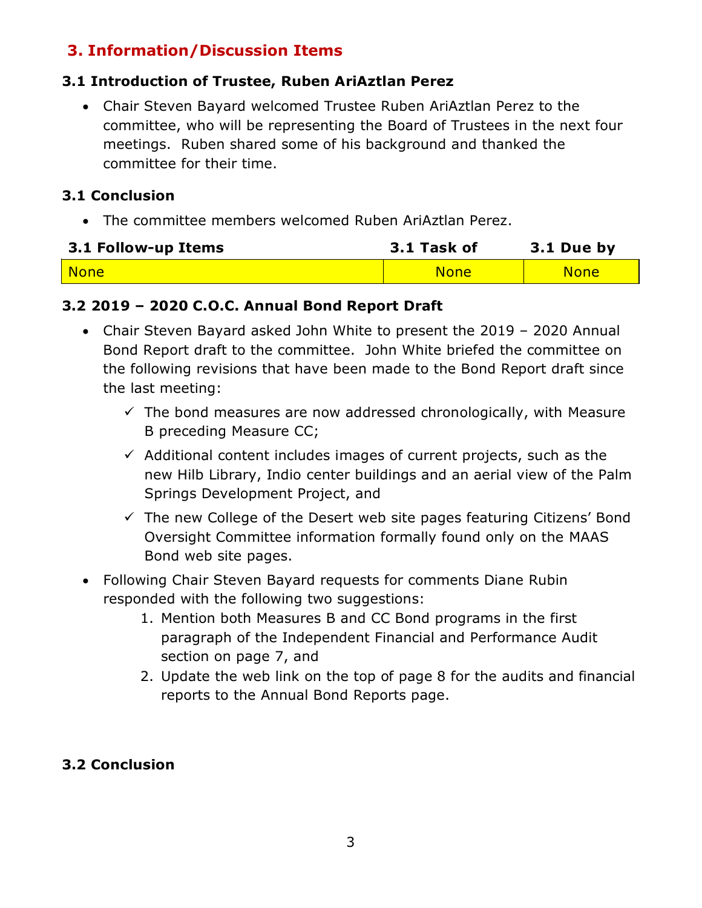## 3. Information/Discussion Items

### 3.1 Introduction of Trustee, Ruben AriAztlan Perez

- Chair Steven Bayard welcomed Trustee Ruben AriAztlan Perez to the committee, who will be representing the Board of Trustees in the next four meetings. Ruben shared some of his background and thanked the committee for their time.

### 3.1 Conclusion

- The committee members welcomed Ruben AriAztlan Perez.

| 3.1 Follow-up Items | 3.1 Task of | 3.1 Due by |
|---|---|---|
| None | None | None |

### 3.2 2019 – 2020 C.O.C. Annual Bond Report Draft

- Chair Steven Bayard asked John White to present the 2019 – 2020 Annual Bond Report draft to the committee. John White briefed the committee on the following revisions that have been made to the Bond Report draft since the last meeting:
  - ✓ The bond measures are now addressed chronologically, with Measure B preceding Measure CC;
  - ✓ Additional content includes images of current projects, such as the new Hilb Library, Indio center buildings and an aerial view of the Palm Springs Development Project, and
  - ✓ The new College of the Desert web site pages featuring Citizens' Bond Oversight Committee information formally found only on the MAAS Bond web site pages.
- Following Chair Steven Bayard requests for comments Diane Rubin responded with the following two suggestions:
  1. Mention both Measures B and CC Bond programs in the first paragraph of the Independent Financial and Performance Audit section on page 7, and
  2. Update the web link on the top of page 8 for the audits and financial reports to the Annual Bond Reports page.

### 3.2 Conclusion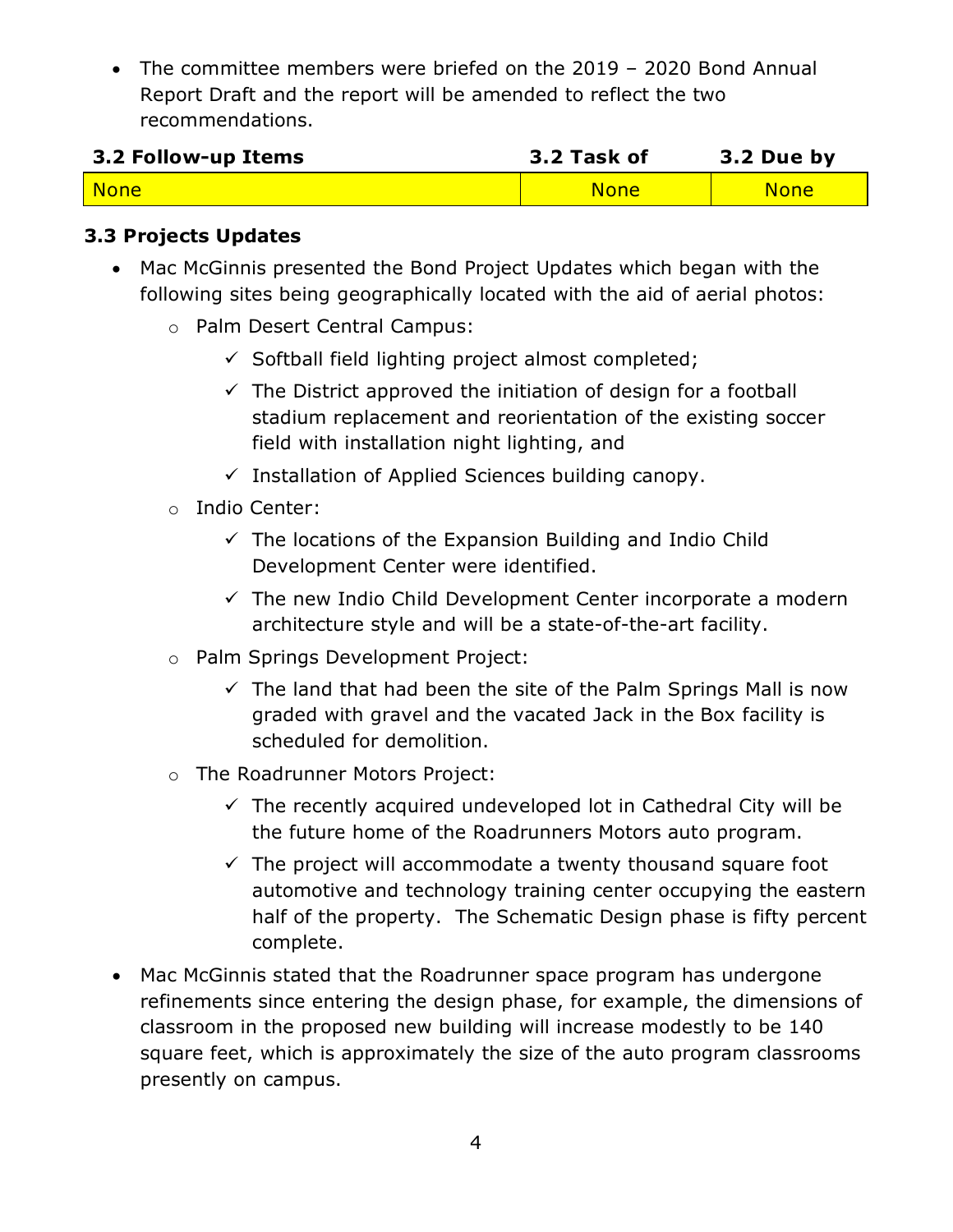- The committee members were briefed on the 2019 – 2020 Bond Annual Report Draft and the report will be amended to reflect the two recommendations.

| 3.2 Follow-up Items | 3.2 Task of | 3.2 Due by |
|---|---|---|
| None | None | None |

### 3.3 Projects Updates

- Mac McGinnis presented the Bond Project Updates which began with the following sites being geographically located with the aid of aerial photos:
  - Palm Desert Central Campus:
    - ✓ Softball field lighting project almost completed;
    - ✓ The District approved the initiation of design for a football stadium replacement and reorientation of the existing soccer field with installation night lighting, and
    - ✓ Installation of Applied Sciences building canopy.
  - Indio Center:
    - ✓ The locations of the Expansion Building and Indio Child Development Center were identified.
    - ✓ The new Indio Child Development Center incorporate a modern architecture style and will be a state-of-the-art facility.
  - Palm Springs Development Project:
    - ✓ The land that had been the site of the Palm Springs Mall is now graded with gravel and the vacated Jack in the Box facility is scheduled for demolition.
  - The Roadrunner Motors Project:
    - ✓ The recently acquired undeveloped lot in Cathedral City will be the future home of the Roadrunners Motors auto program.
    - ✓ The project will accommodate a twenty thousand square foot automotive and technology training center occupying the eastern half of the property. The Schematic Design phase is fifty percent complete.
- Mac McGinnis stated that the Roadrunner space program has undergone refinements since entering the design phase, for example, the dimensions of classroom in the proposed new building will increase modestly to be 140 square feet, which is approximately the size of the auto program classrooms presently on campus.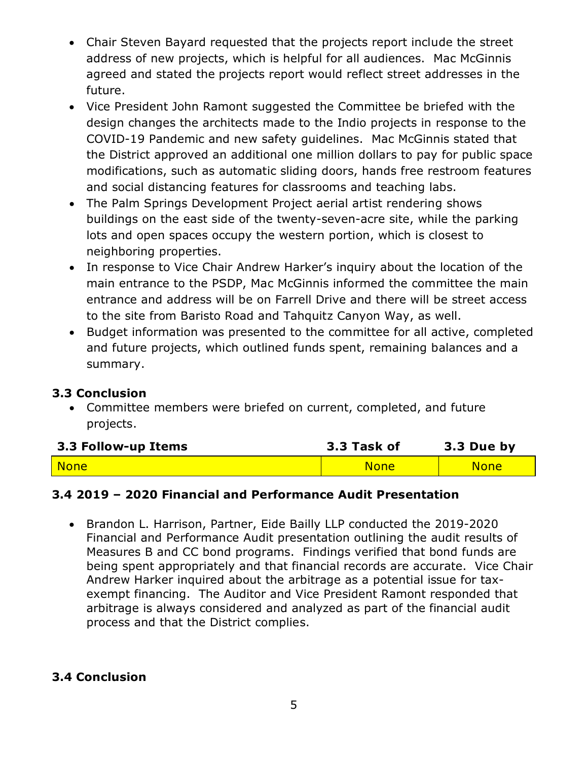- Chair Steven Bayard requested that the projects report include the street address of new projects, which is helpful for all audiences. Mac McGinnis agreed and stated the projects report would reflect street addresses in the future.
- Vice President John Ramont suggested the Committee be briefed with the design changes the architects made to the Indio projects in response to the COVID-19 Pandemic and new safety guidelines. Mac McGinnis stated that the District approved an additional one million dollars to pay for public space modifications, such as automatic sliding doors, hands free restroom features and social distancing features for classrooms and teaching labs.
- The Palm Springs Development Project aerial artist rendering shows buildings on the east side of the twenty-seven-acre site, while the parking lots and open spaces occupy the western portion, which is closest to neighboring properties.
- In response to Vice Chair Andrew Harker's inquiry about the location of the main entrance to the PSDP, Mac McGinnis informed the committee the main entrance and address will be on Farrell Drive and there will be street access to the site from Baristo Road and Tahquitz Canyon Way, as well.
- Budget information was presented to the committee for all active, completed and future projects, which outlined funds spent, remaining balances and a summary.

### 3.3 Conclusion

- Committee members were briefed on current, completed, and future projects.

| 3.3 Follow-up Items | 3.3 Task of | 3.3 Due by |
|---|---|---|
| None | None | None |

### 3.4 2019 – 2020 Financial and Performance Audit Presentation

- Brandon L. Harrison, Partner, Eide Bailly LLP conducted the 2019-2020 Financial and Performance Audit presentation outlining the audit results of Measures B and CC bond programs. Findings verified that bond funds are being spent appropriately and that financial records are accurate. Vice Chair Andrew Harker inquired about the arbitrage as a potential issue for tax-exempt financing. The Auditor and Vice President Ramont responded that arbitrage is always considered and analyzed as part of the financial audit process and that the District complies.

### 3.4 Conclusion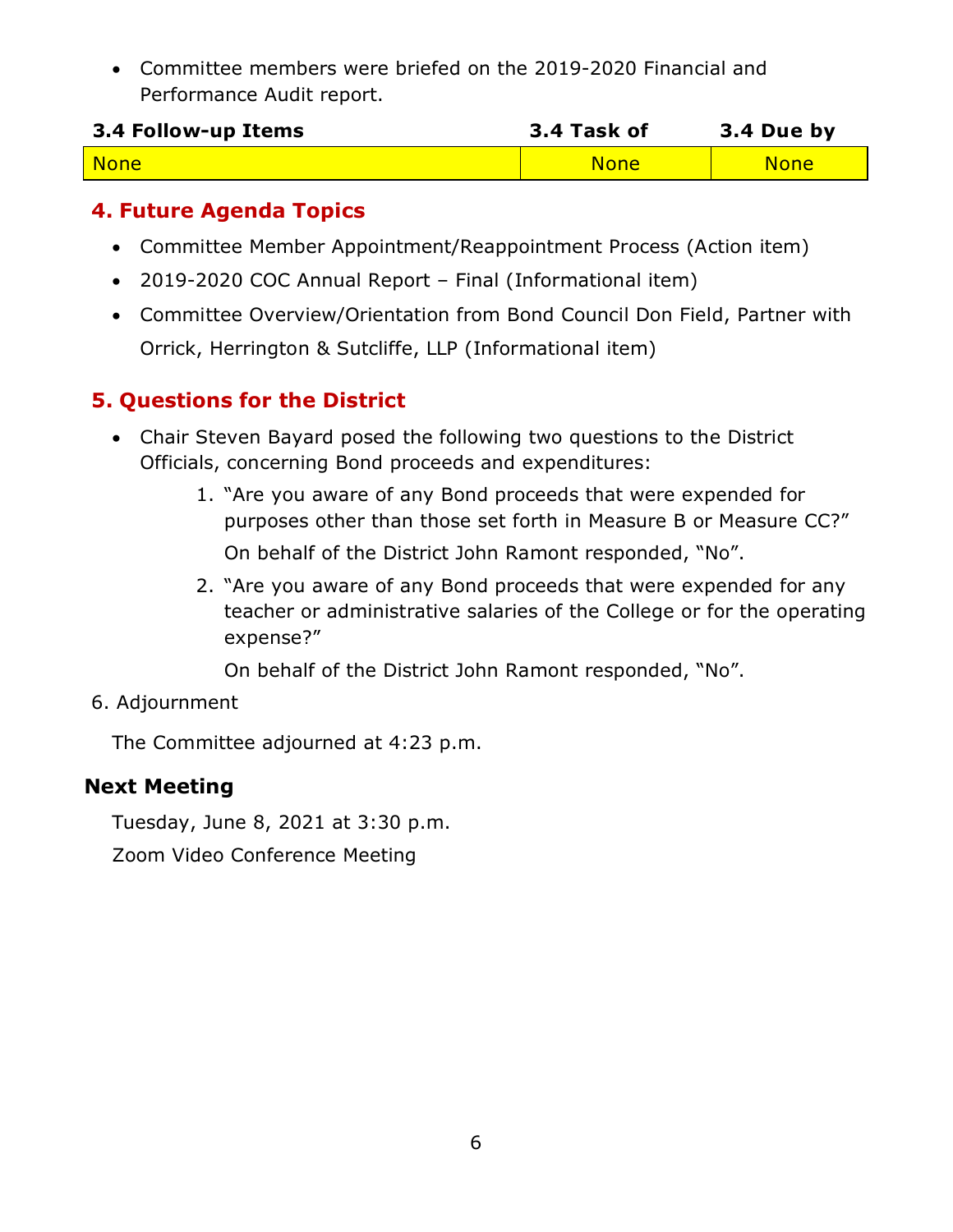- Committee members were briefed on the 2019-2020 Financial and Performance Audit report.

| 3.4 Follow-up Items | 3.4 Task of | 3.4 Due by |
|---|---|---|
| None | None | None |

## 4. Future Agenda Topics

- Committee Member Appointment/Reappointment Process (Action item)
- 2019-2020 COC Annual Report – Final (Informational item)
- Committee Overview/Orientation from Bond Council Don Field, Partner with Orrick, Herrington & Sutcliffe, LLP (Informational item)

## 5. Questions for the District

- Chair Steven Bayard posed the following two questions to the District Officials, concerning Bond proceeds and expenditures:
  1. "Are you aware of any Bond proceeds that were expended for purposes other than those set forth in Measure B or Measure CC?"

     On behalf of the District John Ramont responded, "No".
  2. "Are you aware of any Bond proceeds that were expended for any teacher or administrative salaries of the College or for the operating expense?"

     On behalf of the District John Ramont responded, "No".

6. Adjournment

The Committee adjourned at 4:23 p.m.

### Next Meeting

Tuesday, June 8, 2021 at 3:30 p.m.

Zoom Video Conference Meeting